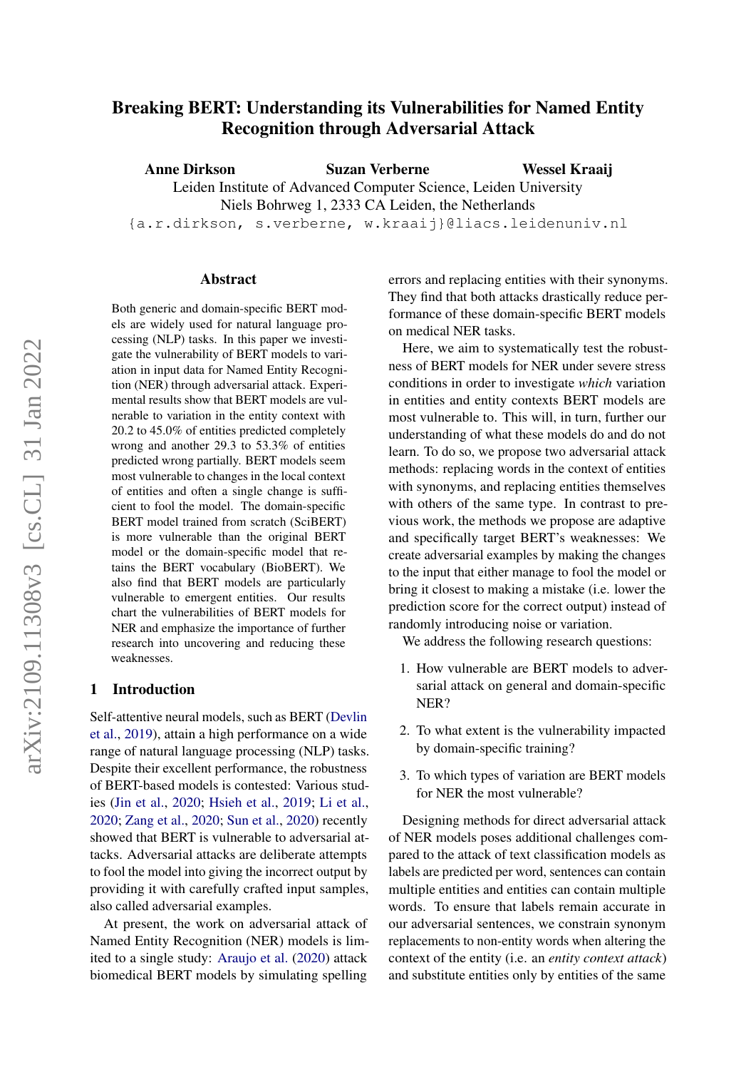# Breaking BERT: Understanding its Vulnerabilities for Named Entity Recognition through Adversarial Attack

**Anne Dirkson** **Suzan Verberne** **Wessel Kraaij**

Leiden Institute of Advanced Computer Science, Leiden University
Niels Bohrweg 1, 2333 CA Leiden, the Netherlands
{a.r.dirkson, s.verberne, w.kraaij}@liacs.leidenuniv.nl

## Abstract

Both generic and domain-specific BERT models are widely used for natural language processing (NLP) tasks. In this paper we investigate the vulnerability of BERT models to variation in input data for Named Entity Recognition (NER) through adversarial attack. Experimental results show that BERT models are vulnerable to variation in the entity context with 20.2 to 45.0% of entities predicted completely wrong and another 29.3 to 53.3% of entities predicted wrong partially. BERT models seem most vulnerable to changes in the local context of entities and often a single change is sufficient to fool the model. The domain-specific BERT model trained from scratch (SciBERT) is more vulnerable than the original BERT model or the domain-specific model that retains the BERT vocabulary (BioBERT). We also find that BERT models are particularly vulnerable to emergent entities. Our results chart the vulnerabilities of BERT models for NER and emphasize the importance of further research into uncovering and reducing these weaknesses.

## 1 Introduction

Self-attentive neural models, such as BERT (Devlin et al., 2019), attain a high performance on a wide range of natural language processing (NLP) tasks. Despite their excellent performance, the robustness of BERT-based models is contested: Various studies (Jin et al., 2020; Hsieh et al., 2019; Li et al., 2020; Zang et al., 2020; Sun et al., 2020) recently showed that BERT is vulnerable to adversarial attacks. Adversarial attacks are deliberate attempts to fool the model into giving the incorrect output by providing it with carefully crafted input samples, also called adversarial examples.

At present, the work on adversarial attack of Named Entity Recognition (NER) models is limited to a single study: Araujo et al. (2020) attack biomedical BERT models by simulating spelling errors and replacing entities with their synonyms. They find that both attacks drastically reduce performance of these domain-specific BERT models on medical NER tasks.

Here, we aim to systematically test the robustness of BERT models for NER under severe stress conditions in order to investigate *which* variation in entities and entity contexts BERT models are most vulnerable to. This will, in turn, further our understanding of what these models do and do not learn. To do so, we propose two adversarial attack methods: replacing words in the context of entities with synonyms, and replacing entities themselves with others of the same type. In contrast to previous work, the methods we propose are adaptive and specifically target BERT's weaknesses: We create adversarial examples by making the changes to the input that either manage to fool the model or bring it closest to making a mistake (i.e. lower the prediction score for the correct output) instead of randomly introducing noise or variation.

We address the following research questions:

1. How vulnerable are BERT models to adversarial attack on general and domain-specific NER?
2. To what extent is the vulnerability impacted by domain-specific training?
3. To which types of variation are BERT models for NER the most vulnerable?

Designing methods for direct adversarial attack of NER models poses additional challenges compared to the attack of text classification models as labels are predicted per word, sentences can contain multiple entities and entities can contain multiple words. To ensure that labels remain accurate in our adversarial sentences, we constrain synonym replacements to non-entity words when altering the context of the entity (i.e. an *entity context attack*) and substitute entities only by entities of the same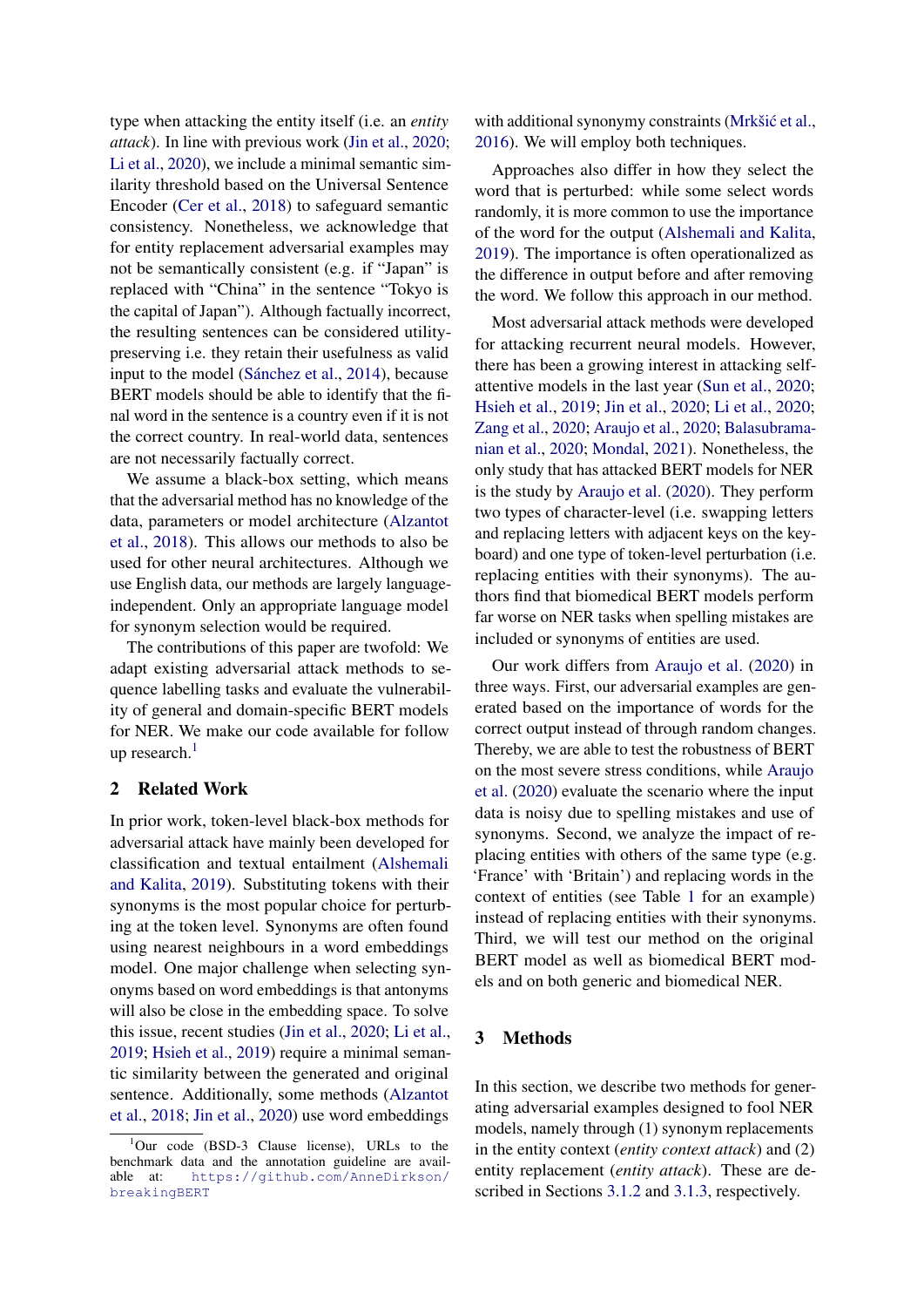type when attacking the entity itself (i.e. an *entity attack*). In line with previous work (Jin et al., 2020; Li et al., 2020), we include a minimal semantic similarity threshold based on the Universal Sentence Encoder (Cer et al., 2018) to safeguard semantic consistency. Nonetheless, we acknowledge that for entity replacement adversarial examples may not be semantically consistent (e.g. if "Japan" is replaced with "China" in the sentence "Tokyo is the capital of Japan"). Although factually incorrect, the resulting sentences can be considered utility-preserving i.e. they retain their usefulness as valid input to the model (Sánchez et al., 2014), because BERT models should be able to identify that the final word in the sentence is a country even if it is not the correct country. In real-world data, sentences are not necessarily factually correct.

We assume a black-box setting, which means that the adversarial method has no knowledge of the data, parameters or model architecture (Alzantot et al., 2018). This allows our methods to also be used for other neural architectures. Although we use English data, our methods are largely language-independent. Only an appropriate language model for synonym selection would be required.

The contributions of this paper are twofold: We adapt existing adversarial attack methods to sequence labelling tasks and evaluate the vulnerability of general and domain-specific BERT models for NER. We make our code available for follow up research.[1]

## 2 Related Work

In prior work, token-level black-box methods for adversarial attack have mainly been developed for classification and textual entailment (Alshemali and Kalita, 2019). Substituting tokens with their synonyms is the most popular choice for perturbing at the token level. Synonyms are often found using nearest neighbours in a word embeddings model. One major challenge when selecting synonyms based on word embeddings is that antonyms will also be close in the embedding space. To solve this issue, recent studies (Jin et al., 2020; Li et al., 2019; Hsieh et al., 2019) require a minimal semantic similarity between the generated and original sentence. Additionally, some methods (Alzantot et al., 2018; Jin et al., 2020) use word embeddings with additional synonymy constraints (Mrkšić et al., 2016). We will employ both techniques.

Approaches also differ in how they select the word that is perturbed: while some select words randomly, it is more common to use the importance of the word for the output (Alshemali and Kalita, 2019). The importance is often operationalized as the difference in output before and after removing the word. We follow this approach in our method.

Most adversarial attack methods were developed for attacking recurrent neural models. However, there has been a growing interest in attacking self-attentive models in the last year (Sun et al., 2020; Hsieh et al., 2019; Jin et al., 2020; Li et al., 2020; Zang et al., 2020; Araujo et al., 2020; Balasubramanian et al., 2020; Mondal, 2021). Nonetheless, the only study that has attacked BERT models for NER is the study by Araujo et al. (2020). They perform two types of character-level (i.e. swapping letters and replacing letters with adjacent keys on the keyboard) and one type of token-level perturbation (i.e. replacing entities with their synonyms). The authors find that biomedical BERT models perform far worse on NER tasks when spelling mistakes are included or synonyms of entities are used.

Our work differs from Araujo et al. (2020) in three ways. First, our adversarial examples are generated based on the importance of words for the correct output instead of through random changes. Thereby, we are able to test the robustness of BERT on the most severe stress conditions, while Araujo et al. (2020) evaluate the scenario where the input data is noisy due to spelling mistakes and use of synonyms. Second, we analyze the impact of replacing entities with others of the same type (e.g. 'France' with 'Britain') and replacing words in the context of entities (see Table 1 for an example) instead of replacing entities with their synonyms. Third, we will test our method on the original BERT model as well as biomedical BERT models and on both generic and biomedical NER.

## 3 Methods

In this section, we describe two methods for generating adversarial examples designed to fool NER models, namely through (1) synonym replacements in the entity context (*entity context attack*) and (2) entity replacement (*entity attack*). These are described in Sections 3.1.2 and 3.1.3, respectively.

[1] Our code (BSD-3 Clause license), URLs to the benchmark data and the annotation guideline are available at: https://github.com/AnneDirkson/breakingBERT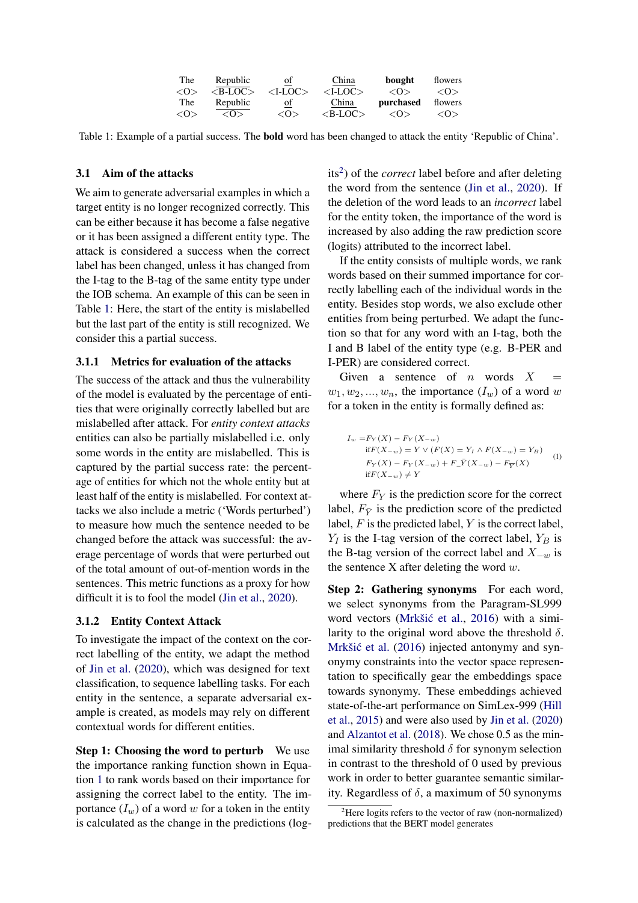| The | Republic | of | China | **bought** | flowers |
|---|---|---|---|---|---|
| <O> | <B-LOC> | <I-LOC> | <I-LOC> | <O> | <O> |
| The | Republic | of | China | **purchased** | flowers |
| <O> | <O> | <O> | <B-LOC> | <O> | <O> |

Table 1: Example of a partial success. The **bold** word has been changed to attack the entity 'Republic of China'.

### 3.1 Aim of the attacks

We aim to generate adversarial examples in which a target entity is no longer recognized correctly. This can be either because it has become a false negative or it has been assigned a different entity type. The attack is considered a success when the correct label has been changed, unless it has changed from the I-tag to the B-tag of the same entity type under the IOB schema. An example of this can be seen in Table 1: Here, the start of the entity is mislabelled but the last part of the entity is still recognized. We consider this a partial success.

#### 3.1.1 Metrics for evaluation of the attacks

The success of the attack and thus the vulnerability of the model is evaluated by the percentage of entities that were originally correctly labelled but are mislabelled after attack. For *entity context attacks* entities can also be partially mislabelled i.e. only some words in the entity are mislabelled. This is captured by the partial success rate: the percentage of entities for which not the whole entity but at least half of the entity is mislabelled. For context attacks we also include a metric ('Words perturbed') to measure how much the sentence needed to be changed before the attack was successful: the average percentage of words that were perturbed out of the total amount of out-of-mention words in the sentences. This metric functions as a proxy for how difficult it is to fool the model (Jin et al., 2020).

#### 3.1.2 Entity Context Attack

To investigate the impact of the context on the correct labelling of the entity, we adapt the method of Jin et al. (2020), which was designed for text classification, to sequence labelling tasks. For each entity in the sentence, a separate adversarial example is created, as models may rely on different contextual words for different entities.

**Step 1: Choosing the word to perturb** We use the importance ranking function shown in Equation 1 to rank words based on their importance for assigning the correct label to the entity. The importance ($I_w$) of a word $w$ for a token in the entity is calculated as the change in the predictions (logits[2]) of the *correct* label before and after deleting the word from the sentence (Jin et al., 2020). If the deletion of the word leads to an *incorrect* label for the entity token, the importance of the word is increased by also adding the raw prediction score (logits) attributed to the incorrect label.

If the entity consists of multiple words, we rank words based on their summed importance for correctly labelling each of the individual words in the entity. Besides stop words, we also exclude other entities from being perturbed. We adapt the function so that for any word with an I-tag, both the I and B label of the entity type (e.g. B-PER and I-PER) are considered correct.

Given a sentence of $n$ words $X = w_1, w_2, ..., w_n$, the importance ($I_w$) of a word $w$ for a token in the entity is formally defined as:

$$
\begin{aligned}
I_w = & F_Y(X) - F_Y(X_{-w}) \\
& \text{if} F(X_{-w}) = Y \vee (F(X) = Y_I \wedge F(X_{-w}) = Y_B) \\
& F_Y(X) - F_Y(X_{-w}) + F\_\bar{Y}(X_{-w}) - F_{\overline{Y}}(X) \\
& \text{if} F(X_{-w}) \neq Y
\end{aligned}
\tag{1}
$$

where $F_Y$ is the prediction score for the correct label, $F_{\bar{Y}}$ is the prediction score of the predicted label, $F$ is the predicted label, $Y$ is the correct label, $Y_I$ is the I-tag version of the correct label, $Y_B$ is the B-tag version of the correct label and $X_{-w}$ is the sentence X after deleting the word $w$.

**Step 2: Gathering synonyms** For each word, we select synonyms from the Paragram-SL999 word vectors (Mrkšić et al., 2016) with a similarity to the original word above the threshold $\delta$. Mrkšić et al. (2016) injected antonymy and synonymy constraints into the vector space representation to specifically gear the embeddings space towards synonymy. These embeddings achieved state-of-the-art performance on SimLex-999 (Hill et al., 2015) and were also used by Jin et al. (2020) and Alzantot et al. (2018). We chose 0.5 as the minimal similarity threshold $\delta$ for synonym selection in contrast to the threshold of 0 used by previous work in order to better guarantee semantic similarity. Regardless of $\delta$, a maximum of 50 synonyms

[2] Here logits refers to the vector of raw (non-normalized) predictions that the BERT model generates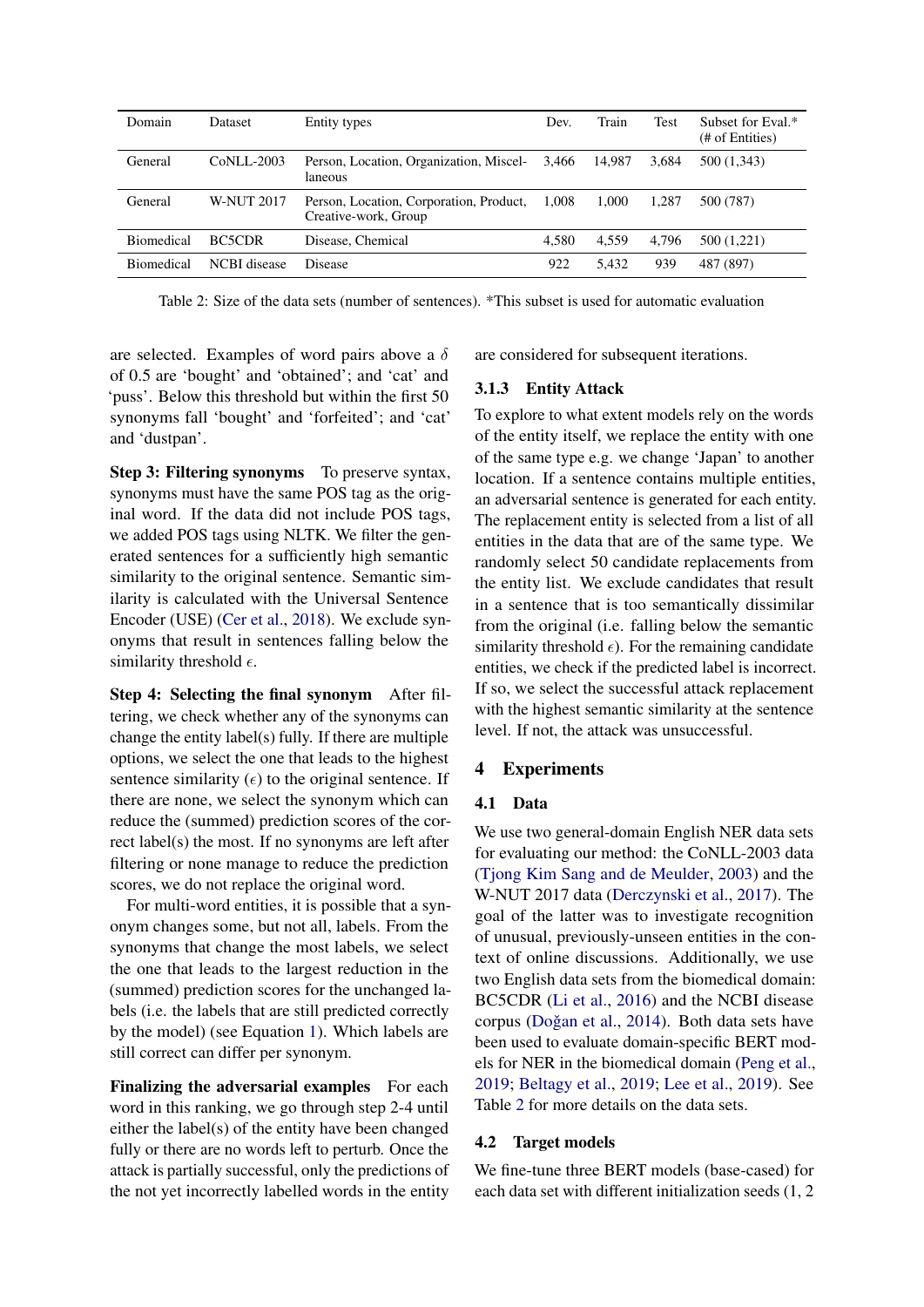| Domain | Dataset | Entity types | Dev. | Train | Test | Subset for Eval.* (# of Entities) |
|---|---|---|---|---|---|---|
| General | CoNLL-2003 | Person, Location, Organization, Miscellaneous | 3,466 | 14,987 | 3,684 | 500 (1,343) |
| General | W-NUT 2017 | Person, Location, Corporation, Product, Creative-work, Group | 1,008 | 1,000 | 1,287 | 500 (787) |
| Biomedical | BC5CDR | Disease, Chemical | 4,580 | 4,559 | 4,796 | 500 (1,221) |
| Biomedical | NCBI disease | Disease | 922 | 5,432 | 939 | 487 (897) |

Table 2: Size of the data sets (number of sentences). *This subset is used for automatic evaluation

are selected. Examples of word pairs above a $\delta$ of 0.5 are 'bought' and 'obtained'; and 'cat' and 'puss'. Below this threshold but within the first 50 synonyms fall 'bought' and 'forfeited'; and 'cat' and 'dustpan'.

**Step 3: Filtering synonyms** To preserve syntax, synonyms must have the same POS tag as the original word. If the data did not include POS tags, we added POS tags using NLTK. We filter the generated sentences for a sufficiently high semantic similarity to the original sentence. Semantic similarity is calculated with the Universal Sentence Encoder (USE) (Cer et al., 2018). We exclude synonyms that result in sentences falling below the similarity threshold $\epsilon$.

**Step 4: Selecting the final synonym** After filtering, we check whether any of the synonyms can change the entity label(s) fully. If there are multiple options, we select the one that leads to the highest sentence similarity ($\epsilon$) to the original sentence. If there are none, we select the synonym which can reduce the (summed) prediction scores of the correct label(s) the most. If no synonyms are left after filtering or none manage to reduce the prediction scores, we do not replace the original word.

For multi-word entities, it is possible that a synonym changes some, but not all, labels. From the synonyms that change the most labels, we select the one that leads to the largest reduction in the (summed) prediction scores for the unchanged labels (i.e. the labels that are still predicted correctly by the model) (see Equation 1). Which labels are still correct can differ per synonym.

**Finalizing the adversarial examples** For each word in this ranking, we go through step 2-4 until either the label(s) of the entity have been changed fully or there are no words left to perturb. Once the attack is partially successful, only the predictions of the not yet incorrectly labelled words in the entity are considered for subsequent iterations.

### 3.1.3 Entity Attack

To explore to what extent models rely on the words of the entity itself, we replace the entity with one of the same type e.g. we change 'Japan' to another location. If a sentence contains multiple entities, an adversarial sentence is generated for each entity. The replacement entity is selected from a list of all entities in the data that are of the same type. We randomly select 50 candidate replacements from the entity list. We exclude candidates that result in a sentence that is too semantically dissimilar from the original (i.e. falling below the semantic similarity threshold $\epsilon$). For the remaining candidate entities, we check if the predicted label is incorrect. If so, we select the successful attack replacement with the highest semantic similarity at the sentence level. If not, the attack was unsuccessful.

## 4 Experiments

### 4.1 Data

We use two general-domain English NER data sets for evaluating our method: the CoNLL-2003 data (Tjong Kim Sang and de Meulder, 2003) and the W-NUT 2017 data (Derczynski et al., 2017). The goal of the latter was to investigate recognition of unusual, previously-unseen entities in the context of online discussions. Additionally, we use two English data sets from the biomedical domain: BC5CDR (Li et al., 2016) and the NCBI disease corpus (Doğan et al., 2014). Both data sets have been used to evaluate domain-specific BERT models for NER in the biomedical domain (Peng et al., 2019; Beltagy et al., 2019; Lee et al., 2019). See Table 2 for more details on the data sets.

### 4.2 Target models

We fine-tune three BERT models (base-cased) for each data set with different initialization seeds (1, 2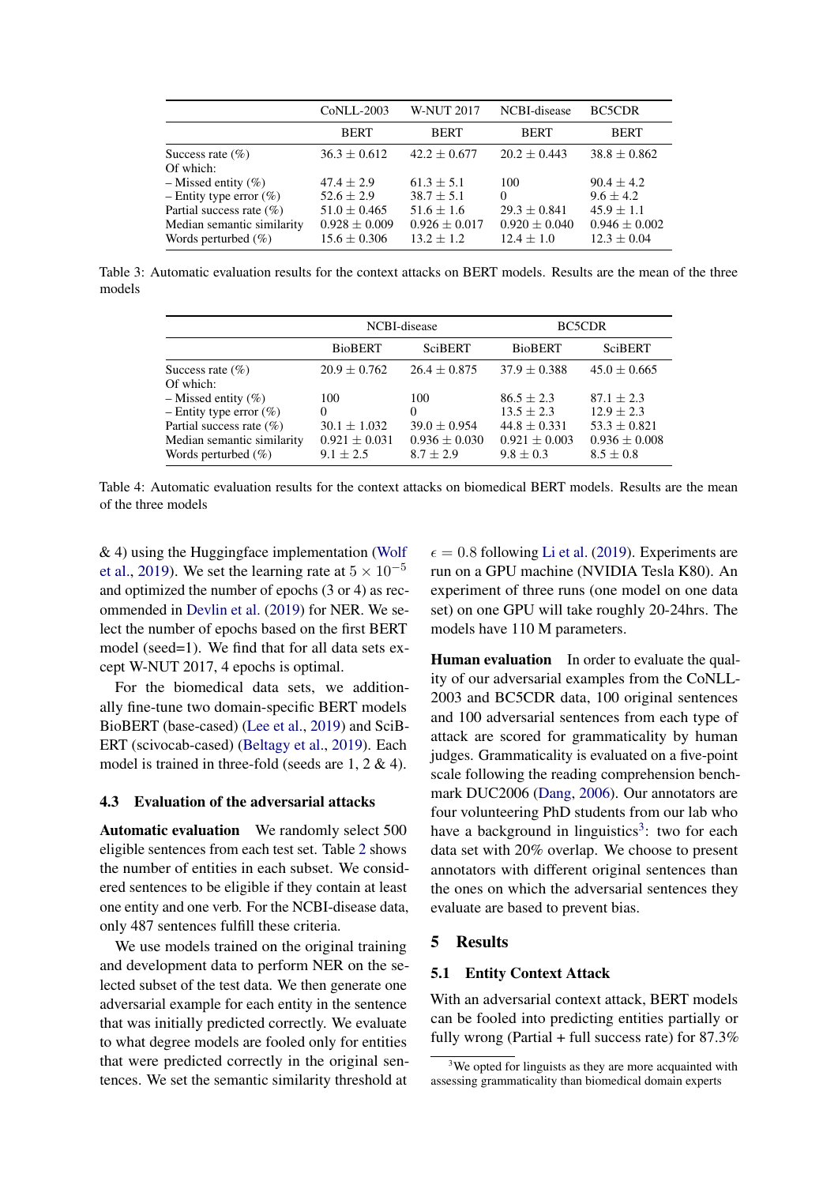| | CoNLL-2003 | W-NUT 2017 | NCBI-disease | BC5CDR |
|---|---|---|---|---|
| | BERT | BERT | BERT | BERT |
| Success rate (%) | 36.3 ± 0.612 | 42.2 ± 0.677 | 20.2 ± 0.443 | 38.8 ± 0.862 |
| Of which: | | | | |
| – Missed entity (%) | 47.4 ± 2.9 | 61.3 ± 5.1 | 100 | 90.4 ± 4.2 |
| – Entity type error (%) | 52.6 ± 2.9 | 38.7 ± 5.1 | 0 | 9.6 ± 4.2 |
| Partial success rate (%) | 51.0 ± 0.465 | 51.6 ± 1.6 | 29.3 ± 0.841 | 45.9 ± 1.1 |
| Median semantic similarity | 0.928 ± 0.009 | 0.926 ± 0.017 | 0.920 ± 0.040 | 0.946 ± 0.002 |
| Words perturbed (%) | 15.6 ± 0.306 | 13.2 ± 1.2 | 12.4 ± 1.0 | 12.3 ± 0.04 |

Table 3: Automatic evaluation results for the context attacks on BERT models. Results are the mean of the three models

| | NCBI-disease | | BC5CDR | |
|---|---|---|---|---|
| | BioBERT | SciBERT | BioBERT | SciBERT |
| Success rate (%) | 20.9 ± 0.762 | 26.4 ± 0.875 | 37.9 ± 0.388 | 45.0 ± 0.665 |
| Of which: | | | | |
| – Missed entity (%) | 100 | 100 | 86.5 ± 2.3 | 87.1 ± 2.3 |
| – Entity type error (%) | 0 | 0 | 13.5 ± 2.3 | 12.9 ± 2.3 |
| Partial success rate (%) | 30.1 ± 1.032 | 39.0 ± 0.954 | 44.8 ± 0.331 | 53.3 ± 0.821 |
| Median semantic similarity | 0.921 ± 0.031 | 0.936 ± 0.030 | 0.921 ± 0.003 | 0.936 ± 0.008 |
| Words perturbed (%) | 9.1 ± 2.5 | 8.7 ± 2.9 | 9.8 ± 0.3 | 8.5 ± 0.8 |

Table 4: Automatic evaluation results for the context attacks on biomedical BERT models. Results are the mean of the three models

& 4) using the Huggingface implementation (Wolf et al., 2019). We set the learning rate at $5 \times 10^{-5}$ and optimized the number of epochs (3 or 4) as recommended in Devlin et al. (2019) for NER. We select the number of epochs based on the first BERT model (seed=1). We find that for all data sets except W-NUT 2017, 4 epochs is optimal.

For the biomedical data sets, we additionally fine-tune two domain-specific BERT models BioBERT (base-cased) (Lee et al., 2019) and SciBERT (scivocab-cased) (Beltagy et al., 2019). Each model is trained in three-fold (seeds are 1, 2 & 4).

### 4.3 Evaluation of the adversarial attacks

**Automatic evaluation** We randomly select 500 eligible sentences from each test set. Table 2 shows the number of entities in each subset. We considered sentences to be eligible if they contain at least one entity and one verb. For the NCBI-disease data, only 487 sentences fulfill these criteria.

We use models trained on the original training and development data to perform NER on the selected subset of the test data. We then generate one adversarial example for each entity in the sentence that was initially predicted correctly. We evaluate to what degree models are fooled only for entities that were predicted correctly in the original sentences. We set the semantic similarity threshold at $\epsilon = 0.8$ following Li et al. (2019). Experiments are run on a GPU machine (NVIDIA Tesla K80). An experiment of three runs (one model on one data set) on one GPU will take roughly 20-24hrs. The models have 110 M parameters.

**Human evaluation** In order to evaluate the quality of our adversarial examples from the CoNLL-2003 and BC5CDR data, 100 original sentences and 100 adversarial sentences from each type of attack are scored for grammaticality by human judges. Grammaticality is evaluated on a five-point scale following the reading comprehension benchmark DUC2006 (Dang, 2006). Our annotators are four volunteering PhD students from our lab who have a background in linguistics[3]: two for each data set with 20% overlap. We choose to present annotators with different original sentences than the ones on which the adversarial sentences they evaluate are based to prevent bias.

## 5 Results

### 5.1 Entity Context Attack

With an adversarial context attack, BERT models can be fooled into predicting entities partially or fully wrong (Partial + full success rate) for 87.3%

[3] We opted for linguists as they are more acquainted with assessing grammaticality than biomedical domain experts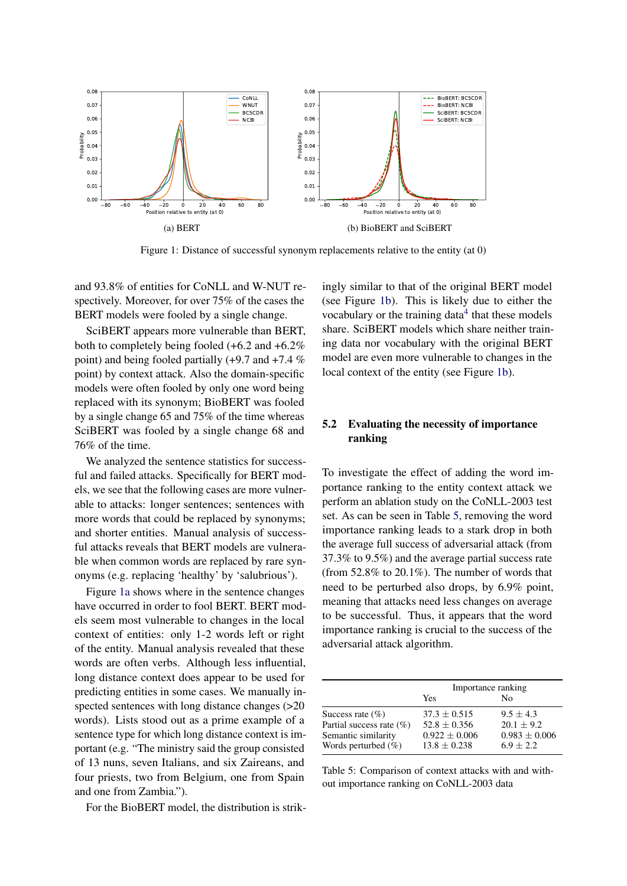(a) BERT

(b) BioBERT and SciBERT

Figure 1: Distance of successful synonym replacements relative to the entity (at 0)

and 93.8% of entities for CoNLL and W-NUT respectively. Moreover, for over 75% of the cases the BERT models were fooled by a single change.

SciBERT appears more vulnerable than BERT, both to completely being fooled (+6.2 and +6.2% point) and being fooled partially (+9.7 and +7.4 % point) by context attack. Also the domain-specific models were often fooled by only one word being replaced with its synonym; BioBERT was fooled by a single change 65 and 75% of the time whereas SciBERT was fooled by a single change 68 and 76% of the time.

We analyzed the sentence statistics for successful and failed attacks. Specifically for BERT models, we see that the following cases are more vulnerable to attacks: longer sentences; sentences with more words that could be replaced by synonyms; and shorter entities. Manual analysis of successful attacks reveals that BERT models are vulnerable when common words are replaced by rare synonyms (e.g. replacing 'healthy' by 'salubrious').

Figure 1a shows where in the sentence changes have occurred in order to fool BERT. BERT models seem most vulnerable to changes in the local context of entities: only 1-2 words left or right of the entity. Manual analysis revealed that these words are often verbs. Although less influential, long distance context does appear to be used for predicting entities in some cases. We manually inspected sentences with long distance changes (>20 words). Lists stood out as a prime example of a sentence type for which long distance context is important (e.g. "The ministry said the group consisted of 13 nuns, seven Italians, and six Zaireans, and four priests, two from Belgium, one from Spain and one from Zambia.").

For the BioBERT model, the distribution is strikingly similar to that of the original BERT model (see Figure 1b). This is likely due to either the vocabulary or the training data[4] that these models share. SciBERT models which share neither training data nor vocabulary with the original BERT model are even more vulnerable to changes in the local context of the entity (see Figure 1b).

## 5.2 Evaluating the necessity of importance ranking

To investigate the effect of adding the word importance ranking to the entity context attack we perform an ablation study on the CoNLL-2003 test set. As can be seen in Table 5, removing the word importance ranking leads to a stark drop in both the average full success of adversarial attack (from 37.3% to 9.5%) and the average partial success rate (from 52.8% to 20.1%). The number of words that need to be perturbed also drops, by 6.9% point, meaning that attacks need less changes on average to be successful. Thus, it appears that the word importance ranking is crucial to the success of the adversarial attack algorithm.

| | Importance ranking | |
|---|---|---|
| | Yes | No |
| Success rate (%) | $37.3 \pm 0.515$ | $9.5 \pm 4.3$ |
| Partial success rate (%) | $52.8 \pm 0.356$ | $20.1 \pm 9.2$ |
| Semantic similarity | $0.922 \pm 0.006$ | $0.983 \pm 0.006$ |
| Words perturbed (%) | $13.8 \pm 0.238$ | $6.9 \pm 2.2$ |

Table 5: Comparison of context attacks with and without importance ranking on CoNLL-2003 data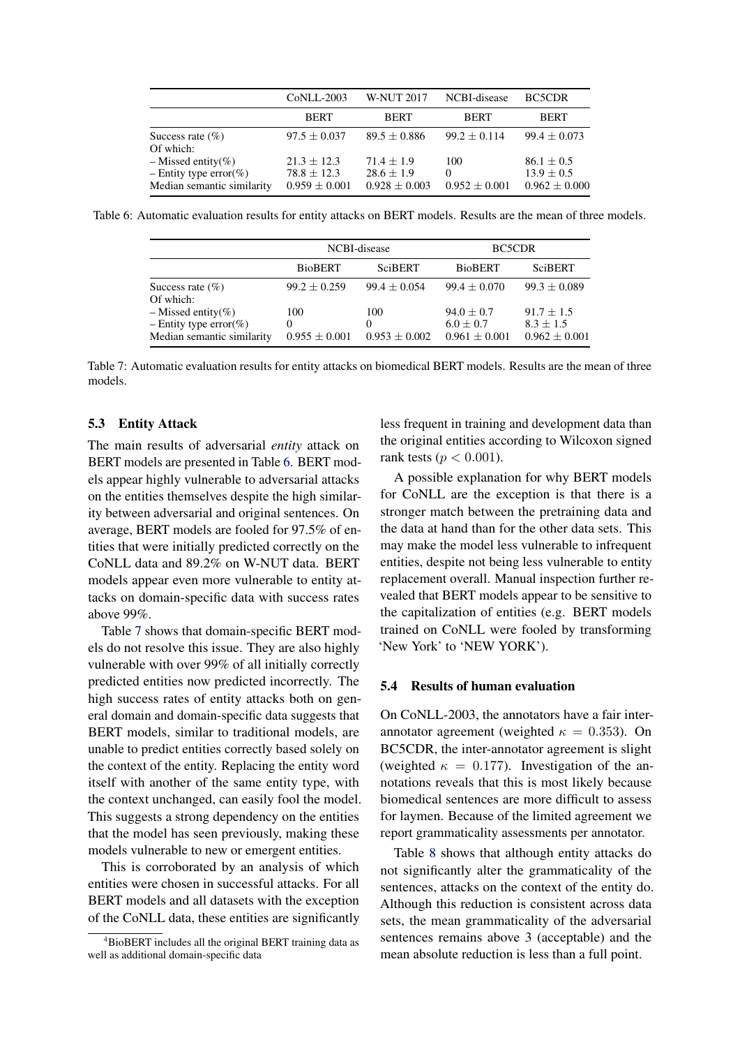| | CoNLL-2003 | W-NUT 2017 | NCBI-disease | BC5CDR |
|---|---|---|---|---|
| | BERT | BERT | BERT | BERT |
| Success rate (%) | $97.5 \pm 0.037$ | $89.5 \pm 0.886$ | $99.2 \pm 0.114$ | $99.4 \pm 0.073$ |
| Of which: | | | | |
| – Missed entity(%) | $21.3 \pm 12.3$ | $71.4 \pm 1.9$ | 100 | $86.1 \pm 0.5$ |
| – Entity type error(%) | $78.8 \pm 12.3$ | $28.6 \pm 1.9$ | 0 | $13.9 \pm 0.5$ |
| Median semantic similarity | $0.959 \pm 0.001$ | $0.928 \pm 0.003$ | $0.952 \pm 0.001$ | $0.962 \pm 0.000$ |

Table 6: Automatic evaluation results for entity attacks on BERT models. Results are the mean of three models.

| | NCBI-disease | | BC5CDR | |
|---|---|---|---|---|
| | BioBERT | SciBERT | BioBERT | SciBERT |
| Success rate (%) | $99.2 \pm 0.259$ | $99.4 \pm 0.054$ | $99.4 \pm 0.070$ | $99.3 \pm 0.089$ |
| Of which: | | | | |
| – Missed entity(%) | 100 | 100 | $94.0 \pm 0.7$ | $91.7 \pm 1.5$ |
| – Entity type error(%) | 0 | 0 | $6.0 \pm 0.7$ | $8.3 \pm 1.5$ |
| Median semantic similarity | $0.955 \pm 0.001$ | $0.953 \pm 0.002$ | $0.961 \pm 0.001$ | $0.962 \pm 0.001$ |

Table 7: Automatic evaluation results for entity attacks on biomedical BERT models. Results are the mean of three models.

### 5.3 Entity Attack

The main results of adversarial *entity* attack on BERT models are presented in Table 6. BERT models appear highly vulnerable to adversarial attacks on the entities themselves despite the high similarity between adversarial and original sentences. On average, BERT models are fooled for 97.5% of entities that were initially predicted correctly on the CoNLL data and 89.2% on W-NUT data. BERT models appear even more vulnerable to entity attacks on domain-specific data with success rates above 99%.

Table 7 shows that domain-specific BERT models do not resolve this issue. They are also highly vulnerable with over 99% of all initially correctly predicted entities now predicted incorrectly. The high success rates of entity attacks both on general domain and domain-specific data suggests that BERT models, similar to traditional models, are unable to predict entities correctly based solely on the context of the entity. Replacing the entity word itself with another of the same entity type, with the context unchanged, can easily fool the model. This suggests a strong dependency on the entities that the model has seen previously, making these models vulnerable to new or emergent entities.

This is corroborated by an analysis of which entities were chosen in successful attacks. For all BERT models and all datasets with the exception of the CoNLL data, these entities are significantly less frequent in training and development data than the original entities according to Wilcoxon signed rank tests ($p < 0.001$).

A possible explanation for why BERT models for CoNLL are the exception is that there is a stronger match between the pretraining data and the data at hand than for the other data sets. This may make the model less vulnerable to infrequent entities, despite not being less vulnerable to entity replacement overall. Manual inspection further revealed that BERT models appear to be sensitive to the capitalization of entities (e.g. BERT models trained on CoNLL were fooled by transforming 'New York' to 'NEW YORK').

### 5.4 Results of human evaluation

On CoNLL-2003, the annotators have a fair inter-annotator agreement (weighted $\kappa = 0.353$). On BC5CDR, the inter-annotator agreement is slight (weighted $\kappa = 0.177$). Investigation of the annotations reveals that this is most likely because biomedical sentences are more difficult to assess for laymen. Because of the limited agreement we report grammaticality assessments per annotator.

Table 8 shows that although entity attacks do not significantly alter the grammaticality of the sentences, attacks on the context of the entity do. Although this reduction is consistent across data sets, the mean grammaticality of the adversarial sentences remains above 3 (acceptable) and the mean absolute reduction is less than a full point.

[4]BioBERT includes all the original BERT training data as well as additional domain-specific data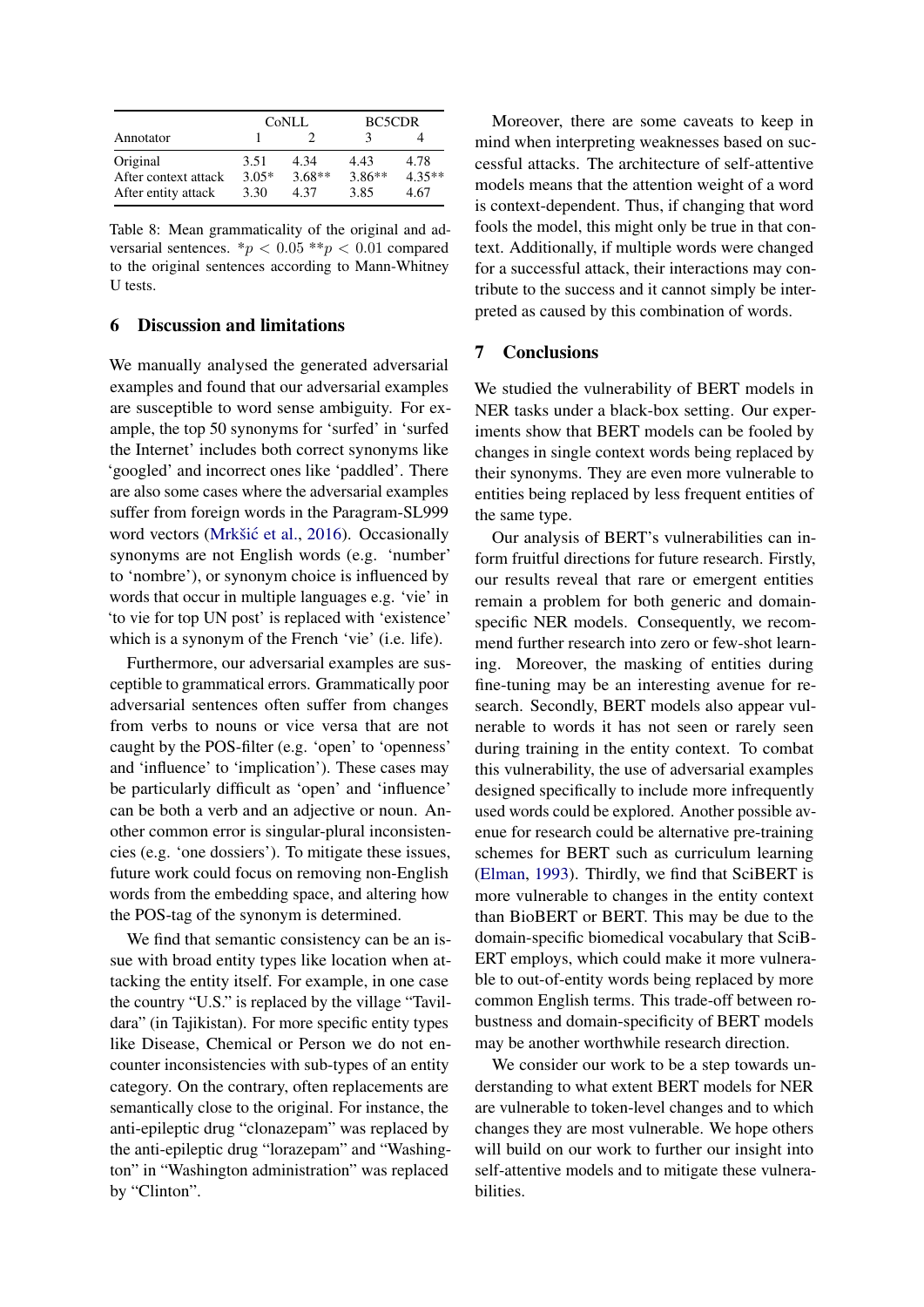| Annotator | CoNLL 1 | CoNLL 2 | BC5CDR 3 | BC5CDR 4 |
|---|---|---|---|---|
| Original | 3.51 | 4.34 | 4.43 | 4.78 |
| After context attack | 3.05* | 3.68** | 3.86** | 4.35** |
| After entity attack | 3.30 | 4.37 | 3.85 | 4.67 |

Table 8: Mean grammaticality of the original and adversarial sentences. $*p < 0.05$ $**p < 0.01$ compared to the original sentences according to Mann-Whitney U tests.

## 6 Discussion and limitations

We manually analysed the generated adversarial examples and found that our adversarial examples are susceptible to word sense ambiguity. For example, the top 50 synonyms for 'surfed' in 'surfed the Internet' includes both correct synonyms like 'googled' and incorrect ones like 'paddled'. There are also some cases where the adversarial examples suffer from foreign words in the Paragram-SL999 word vectors (Mrkšić et al., 2016). Occasionally synonyms are not English words (e.g. 'number' to 'nombre'), or synonym choice is influenced by words that occur in multiple languages e.g. 'vie' in 'to vie for top UN post' is replaced with 'existence' which is a synonym of the French 'vie' (i.e. life).

Furthermore, our adversarial examples are susceptible to grammatical errors. Grammatically poor adversarial sentences often suffer from changes from verbs to nouns or vice versa that are not caught by the POS-filter (e.g. 'open' to 'openness' and 'influence' to 'implication'). These cases may be particularly difficult as 'open' and 'influence' can be both a verb and an adjective or noun. Another common error is singular-plural inconsistencies (e.g. 'one dossiers'). To mitigate these issues, future work could focus on removing non-English words from the embedding space, and altering how the POS-tag of the synonym is determined.

We find that semantic consistency can be an issue with broad entity types like location when attacking the entity itself. For example, in one case the country "U.S." is replaced by the village "Tavildara" (in Tajikistan). For more specific entity types like Disease, Chemical or Person we do not encounter inconsistencies with sub-types of an entity category. On the contrary, often replacements are semantically close to the original. For instance, the anti-epileptic drug "clonazepam" was replaced by the anti-epileptic drug "lorazepam" and "Washington" in "Washington administration" was replaced by "Clinton".

Moreover, there are some caveats to keep in mind when interpreting weaknesses based on successful attacks. The architecture of self-attentive models means that the attention weight of a word is context-dependent. Thus, if changing that word fools the model, this might only be true in that context. Additionally, if multiple words were changed for a successful attack, their interactions may contribute to the success and it cannot simply be interpreted as caused by this combination of words.

## 7 Conclusions

We studied the vulnerability of BERT models in NER tasks under a black-box setting. Our experiments show that BERT models can be fooled by changes in single context words being replaced by their synonyms. They are even more vulnerable to entities being replaced by less frequent entities of the same type.

Our analysis of BERT's vulnerabilities can inform fruitful directions for future research. Firstly, our results reveal that rare or emergent entities remain a problem for both generic and domain-specific NER models. Consequently, we recommend further research into zero or few-shot learning. Moreover, the masking of entities during fine-tuning may be an interesting avenue for research. Secondly, BERT models also appear vulnerable to words it has not seen or rarely seen during training in the entity context. To combat this vulnerability, the use of adversarial examples designed specifically to include more infrequently used words could be explored. Another possible avenue for research could be alternative pre-training schemes for BERT such as curriculum learning (Elman, 1993). Thirdly, we find that SciBERT is more vulnerable to changes in the entity context than BioBERT or BERT. This may be due to the domain-specific biomedical vocabulary that SciBERT employs, which could make it more vulnerable to out-of-entity words being replaced by more common English terms. This trade-off between robustness and domain-specificity of BERT models may be another worthwhile research direction.

We consider our work to be a step towards understanding to what extent BERT models for NER are vulnerable to token-level changes and to which changes they are most vulnerable. We hope others will build on our work to further our insight into self-attentive models and to mitigate these vulnerabilities.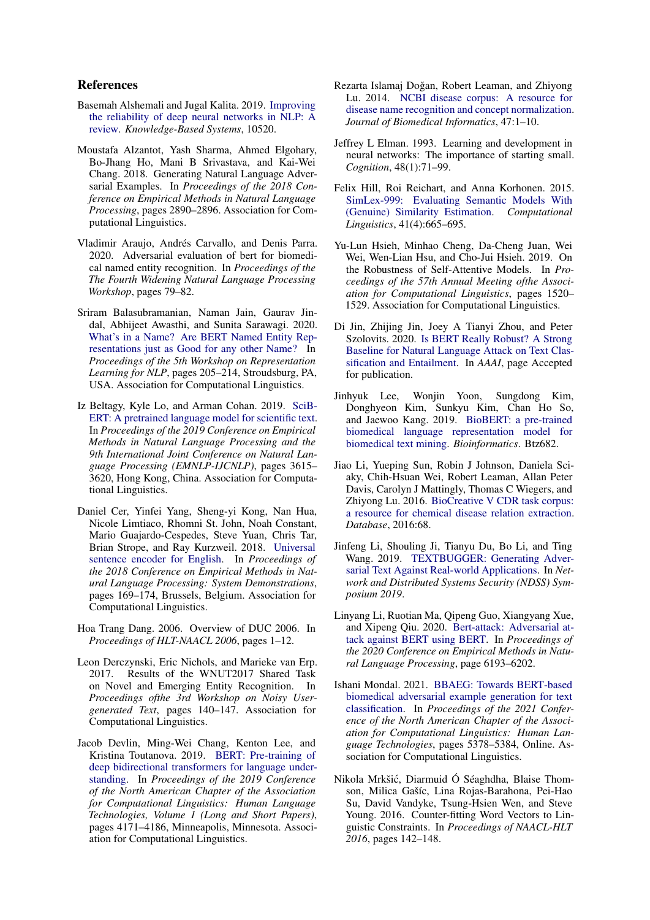## References

Basemah Alshemali and Jugal Kalita. 2019. Improving the reliability of deep neural networks in NLP: A review. *Knowledge-Based Systems*, 10520.

Moustafa Alzantot, Yash Sharma, Ahmed Elgohary, Bo-Jhang Ho, Mani B Srivastava, and Kai-Wei Chang. 2018. Generating Natural Language Adversarial Examples. In *Proceedings of the 2018 Conference on Empirical Methods in Natural Language Processing*, pages 2890–2896. Association for Computational Linguistics.

Vladimir Araujo, Andrés Carvallo, and Denis Parra. 2020. Adversarial evaluation of bert for biomedical named entity recognition. In *Proceedings of the The Fourth Widening Natural Language Processing Workshop*, pages 79–82.

Sriram Balasubramanian, Naman Jain, Gaurav Jindal, Abhijeet Awasthi, and Sunita Sarawagi. 2020. What's in a Name? Are BERT Named Entity Representations just as Good for any other Name? In *Proceedings of the 5th Workshop on Representation Learning for NLP*, pages 205–214, Stroudsburg, PA, USA. Association for Computational Linguistics.

Iz Beltagy, Kyle Lo, and Arman Cohan. 2019. SciBERT: A pretrained language model for scientific text. In *Proceedings of the 2019 Conference on Empirical Methods in Natural Language Processing and the 9th International Joint Conference on Natural Language Processing (EMNLP-IJCNLP)*, pages 3615–3620, Hong Kong, China. Association for Computational Linguistics.

Daniel Cer, Yinfei Yang, Sheng-yi Kong, Nan Hua, Nicole Limtiaco, Rhomni St. John, Noah Constant, Mario Guajardo-Cespedes, Steve Yuan, Chris Tar, Brian Strope, and Ray Kurzweil. 2018. Universal sentence encoder for English. In *Proceedings of the 2018 Conference on Empirical Methods in Natural Language Processing: System Demonstrations*, pages 169–174, Brussels, Belgium. Association for Computational Linguistics.

Hoa Trang Dang. 2006. Overview of DUC 2006. In *Proceedings of HLT-NAACL 2006*, pages 1–12.

Leon Derczynski, Eric Nichols, and Marieke van Erp. 2017. Results of the WNUT2017 Shared Task on Novel and Emerging Entity Recognition. In *Proceedings ofthe 3rd Workshop on Noisy User-generated Text*, pages 140–147. Association for Computational Linguistics.

Jacob Devlin, Ming-Wei Chang, Kenton Lee, and Kristina Toutanova. 2019. BERT: Pre-training of deep bidirectional transformers for language understanding. In *Proceedings of the 2019 Conference of the North American Chapter of the Association for Computational Linguistics: Human Language Technologies, Volume 1 (Long and Short Papers)*, pages 4171–4186, Minneapolis, Minnesota. Association for Computational Linguistics.

Rezarta Islamaj Doğan, Robert Leaman, and Zhiyong Lu. 2014. NCBI disease corpus: A resource for disease name recognition and concept normalization. *Journal of Biomedical Informatics*, 47:1–10.

Jeffrey L Elman. 1993. Learning and development in neural networks: The importance of starting small. *Cognition*, 48(1):71–99.

Felix Hill, Roi Reichart, and Anna Korhonen. 2015. SimLex-999: Evaluating Semantic Models With (Genuine) Similarity Estimation. *Computational Linguistics*, 41(4):665–695.

Yu-Lun Hsieh, Minhao Cheng, Da-Cheng Juan, Wei Wei, Wen-Lian Hsu, and Cho-Jui Hsieh. 2019. On the Robustness of Self-Attentive Models. In *Proceedings of the 57th Annual Meeting ofthe Association for Computational Linguistics*, pages 1520–1529. Association for Computational Linguistics.

Di Jin, Zhijing Jin, Joey A Tianyi Zhou, and Peter Szolovits. 2020. Is BERT Really Robust? A Strong Baseline for Natural Language Attack on Text Classification and Entailment. In *AAAI*, page Accepted for publication.

Jinhyuk Lee, Wonjin Yoon, Sungdong Kim, Donghyeon Kim, Sunkyu Kim, Chan Ho So, and Jaewoo Kang. 2019. BioBERT: a pre-trained biomedical language representation model for biomedical text mining. *Bioinformatics*. Btz682.

Jiao Li, Yueping Sun, Robin J Johnson, Daniela Sciaky, Chih-Hsuan Wei, Robert Leaman, Allan Peter Davis, Carolyn J Mattingly, Thomas C Wiegers, and Zhiyong Lu. 2016. BioCreative V CDR task corpus: a resource for chemical disease relation extraction. *Database*, 2016:68.

Jinfeng Li, Shouling Ji, Tianyu Du, Bo Li, and Ting Wang. 2019. TEXTBUGGER: Generating Adversarial Text Against Real-world Applications. In *Network and Distributed Systems Security (NDSS) Symposium 2019*.

Linyang Li, Ruotian Ma, Qipeng Guo, Xiangyang Xue, and Xipeng Qiu. 2020. Bert-attack: Adversarial attack against BERT using BERT. In *Proceedings of the 2020 Conference on Empirical Methods in Natural Language Processing*, page 6193–6202.

Ishani Mondal. 2021. BBAEG: Towards BERT-based biomedical adversarial example generation for text classification. In *Proceedings of the 2021 Conference of the North American Chapter of the Association for Computational Linguistics: Human Language Technologies*, pages 5378–5384, Online. Association for Computational Linguistics.

Nikola Mrkšić, Diarmuid Ó Séaghdha, Blaise Thomson, Milica Gašić, Lina Rojas-Barahona, Pei-Hao Su, David Vandyke, Tsung-Hsien Wen, and Steve Young. 2016. Counter-fitting Word Vectors to Linguistic Constraints. In *Proceedings of NAACL-HLT 2016*, pages 142–148.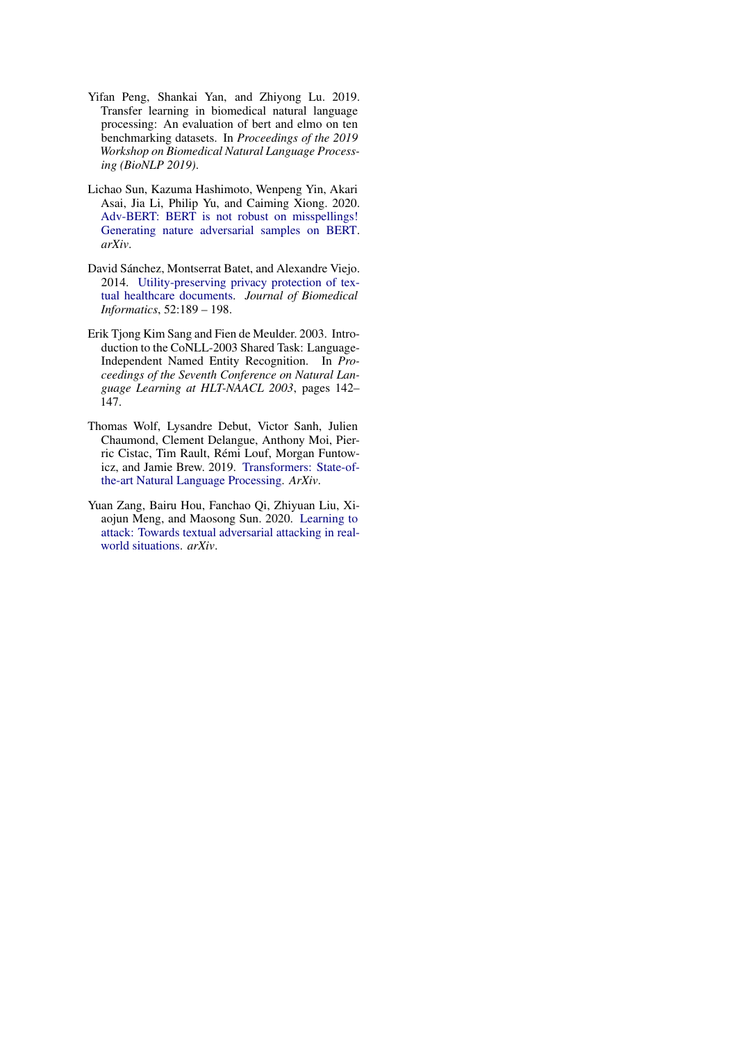Yifan Peng, Shankai Yan, and Zhiyong Lu. 2019. Transfer learning in biomedical natural language processing: An evaluation of bert and elmo on ten benchmarking datasets. In *Proceedings of the 2019 Workshop on Biomedical Natural Language Processing (BioNLP 2019)*.

Lichao Sun, Kazuma Hashimoto, Wenpeng Yin, Akari Asai, Jia Li, Philip Yu, and Caiming Xiong. 2020. Adv-BERT: BERT is not robust on misspellings! Generating nature adversarial samples on BERT. *arXiv*.

David Sánchez, Montserrat Batet, and Alexandre Viejo. 2014. Utility-preserving privacy protection of textual healthcare documents. *Journal of Biomedical Informatics*, 52:189 – 198.

Erik Tjong Kim Sang and Fien de Meulder. 2003. Introduction to the CoNLL-2003 Shared Task: Language-Independent Named Entity Recognition. In *Proceedings of the Seventh Conference on Natural Language Learning at HLT-NAACL 2003*, pages 142–147.

Thomas Wolf, Lysandre Debut, Victor Sanh, Julien Chaumond, Clement Delangue, Anthony Moi, Pierric Cistac, Tim Rault, Rémi Louf, Morgan Funtowicz, and Jamie Brew. 2019. Transformers: State-of-the-art Natural Language Processing. *ArXiv*.

Yuan Zang, Bairu Hou, Fanchao Qi, Zhiyuan Liu, Xiaojun Meng, and Maosong Sun. 2020. Learning to attack: Towards textual adversarial attacking in real-world situations. *arXiv*.